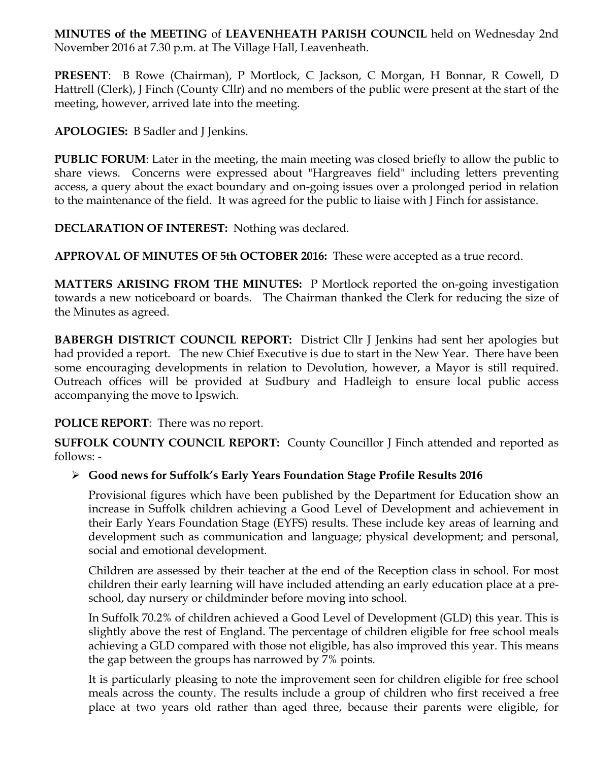**MINUTES of the MEETING** of **LEAVENHEATH PARISH COUNCIL** held on Wednesday 2nd November 2016 at 7.30 p.m. at The Village Hall, Leavenheath.

**PRESENT**: B Rowe (Chairman), P Mortlock, C Jackson, C Morgan, H Bonnar, R Cowell, D Hattrell (Clerk), J Finch (County Cllr) and no members of the public were present at the start of the meeting, however, arrived late into the meeting.

**APOLOGIES:** B Sadler and J Jenkins.

**PUBLIC FORUM**: Later in the meeting, the main meeting was closed briefly to allow the public to share views. Concerns were expressed about "Hargreaves field" including letters preventing access, a query about the exact boundary and on-going issues over a prolonged period in relation to the maintenance of the field. It was agreed for the public to liaise with J Finch for assistance.

**DECLARATION OF INTEREST:** Nothing was declared.

**APPROVAL OF MINUTES OF 5th OCTOBER 2016:** These were accepted as a true record.

**MATTERS ARISING FROM THE MINUTES:** P Mortlock reported the on-going investigation towards a new noticeboard or boards. The Chairman thanked the Clerk for reducing the size of the Minutes as agreed.

**BABERGH DISTRICT COUNCIL REPORT:** District Cllr J Jenkins had sent her apologies but had provided a report. The new Chief Executive is due to start in the New Year. There have been some encouraging developments in relation to Devolution, however, a Mayor is still required. Outreach offices will be provided at Sudbury and Hadleigh to ensure local public access accompanying the move to Ipswich.

**POLICE REPORT**: There was no report.

**SUFFOLK COUNTY COUNCIL REPORT:** County Councillor J Finch attended and reported as follows: -

- **Good news for Suffolk's Early Years Foundation Stage Profile Results 2016**

  Provisional figures which have been published by the Department for Education show an increase in Suffolk children achieving a Good Level of Development and achievement in their Early Years Foundation Stage (EYFS) results. These include key areas of learning and development such as communication and language; physical development; and personal, social and emotional development.

  Children are assessed by their teacher at the end of the Reception class in school. For most children their early learning will have included attending an early education place at a pre-school, day nursery or childminder before moving into school.

  In Suffolk 70.2% of children achieved a Good Level of Development (GLD) this year. This is slightly above the rest of England. The percentage of children eligible for free school meals achieving a GLD compared with those not eligible, has also improved this year. This means the gap between the groups has narrowed by 7% points.

  It is particularly pleasing to note the improvement seen for children eligible for free school meals across the county. The results include a group of children who first received a free place at two years old rather than aged three, because their parents were eligible, for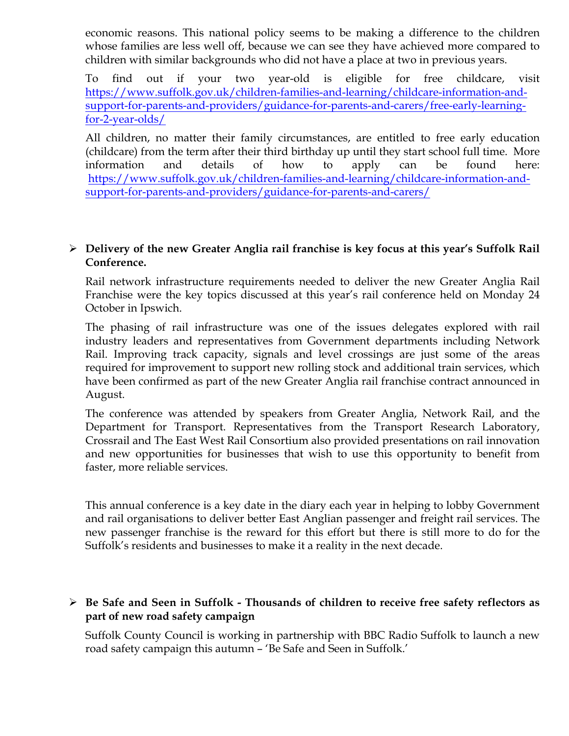economic reasons. This national policy seems to be making a difference to the children whose families are less well off, because we can see they have achieved more compared to children with similar backgrounds who did not have a place at two in previous years.

To find out if your two year-old is eligible for free childcare, visit https://www.suffolk.gov.uk/children-families-and-learning/childcare-information-and-support-for-parents-and-providers/guidance-for-parents-and-carers/free-early-learning-for-2-year-olds/

All children, no matter their family circumstances, are entitled to free early education (childcare) from the term after their third birthday up until they start school full time. More information and details of how to apply can be found here: https://www.suffolk.gov.uk/children-families-and-learning/childcare-information-and-support-for-parents-and-providers/guidance-for-parents-and-carers/

- **Delivery of the new Greater Anglia rail franchise is key focus at this year's Suffolk Rail Conference.**

Rail network infrastructure requirements needed to deliver the new Greater Anglia Rail Franchise were the key topics discussed at this year's rail conference held on Monday 24 October in Ipswich.

The phasing of rail infrastructure was one of the issues delegates explored with rail industry leaders and representatives from Government departments including Network Rail. Improving track capacity, signals and level crossings are just some of the areas required for improvement to support new rolling stock and additional train services, which have been confirmed as part of the new Greater Anglia rail franchise contract announced in August.

The conference was attended by speakers from Greater Anglia, Network Rail, and the Department for Transport. Representatives from the Transport Research Laboratory, Crossrail and The East West Rail Consortium also provided presentations on rail innovation and new opportunities for businesses that wish to use this opportunity to benefit from faster, more reliable services.

This annual conference is a key date in the diary each year in helping to lobby Government and rail organisations to deliver better East Anglian passenger and freight rail services. The new passenger franchise is the reward for this effort but there is still more to do for the Suffolk's residents and businesses to make it a reality in the next decade.

- **Be Safe and Seen in Suffolk - Thousands of children to receive free safety reflectors as part of new road safety campaign**

Suffolk County Council is working in partnership with BBC Radio Suffolk to launch a new road safety campaign this autumn – 'Be Safe and Seen in Suffolk.'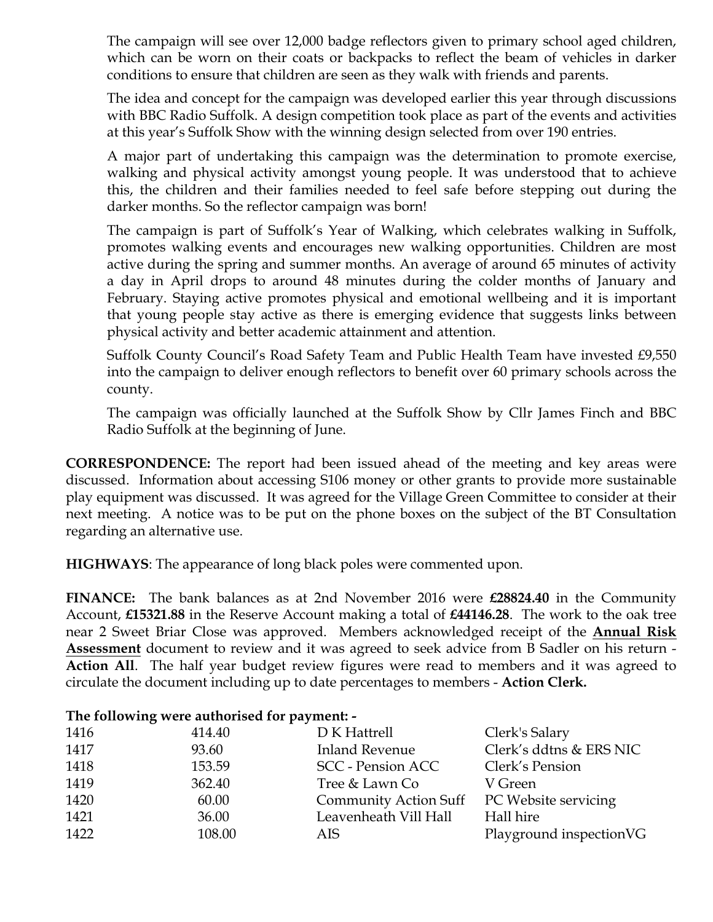The campaign will see over 12,000 badge reflectors given to primary school aged children, which can be worn on their coats or backpacks to reflect the beam of vehicles in darker conditions to ensure that children are seen as they walk with friends and parents.

The idea and concept for the campaign was developed earlier this year through discussions with BBC Radio Suffolk. A design competition took place as part of the events and activities at this year's Suffolk Show with the winning design selected from over 190 entries.

A major part of undertaking this campaign was the determination to promote exercise, walking and physical activity amongst young people. It was understood that to achieve this, the children and their families needed to feel safe before stepping out during the darker months. So the reflector campaign was born!

The campaign is part of Suffolk's Year of Walking, which celebrates walking in Suffolk, promotes walking events and encourages new walking opportunities. Children are most active during the spring and summer months. An average of around 65 minutes of activity a day in April drops to around 48 minutes during the colder months of January and February. Staying active promotes physical and emotional wellbeing and it is important that young people stay active as there is emerging evidence that suggests links between physical activity and better academic attainment and attention.

Suffolk County Council's Road Safety Team and Public Health Team have invested £9,550 into the campaign to deliver enough reflectors to benefit over 60 primary schools across the county.

The campaign was officially launched at the Suffolk Show by Cllr James Finch and BBC Radio Suffolk at the beginning of June.

**CORRESPONDENCE:** The report had been issued ahead of the meeting and key areas were discussed. Information about accessing S106 money or other grants to provide more sustainable play equipment was discussed. It was agreed for the Village Green Committee to consider at their next meeting. A notice was to be put on the phone boxes on the subject of the BT Consultation regarding an alternative use.

**HIGHWAYS**: The appearance of long black poles were commented upon.

**FINANCE:** The bank balances as at 2nd November 2016 were **£28824.40** in the Community Account, **£15321.88** in the Reserve Account making a total of **£44146.28**. The work to the oak tree near 2 Sweet Briar Close was approved. Members acknowledged receipt of the **Annual Risk Assessment** document to review and it was agreed to seek advice from B Sadler on his return - **Action All**. The half year budget review figures were read to members and it was agreed to circulate the document including up to date percentages to members - **Action Clerk.**

**The following were authorised for payment: -**

| | | | |
|---|---|---|---|
| 1416 | 414.40 | D K Hattrell | Clerk's Salary |
| 1417 | 93.60 | Inland Revenue | Clerk's ddtns & ERS NIC |
| 1418 | 153.59 | SCC - Pension ACC | Clerk's Pension |
| 1419 | 362.40 | Tree & Lawn Co | V Green |
| 1420 | 60.00 | Community Action Suff | PC Website servicing |
| 1421 | 36.00 | Leavenheath Vill Hall | Hall hire |
| 1422 | 108.00 | AIS | Playground inspectionVG |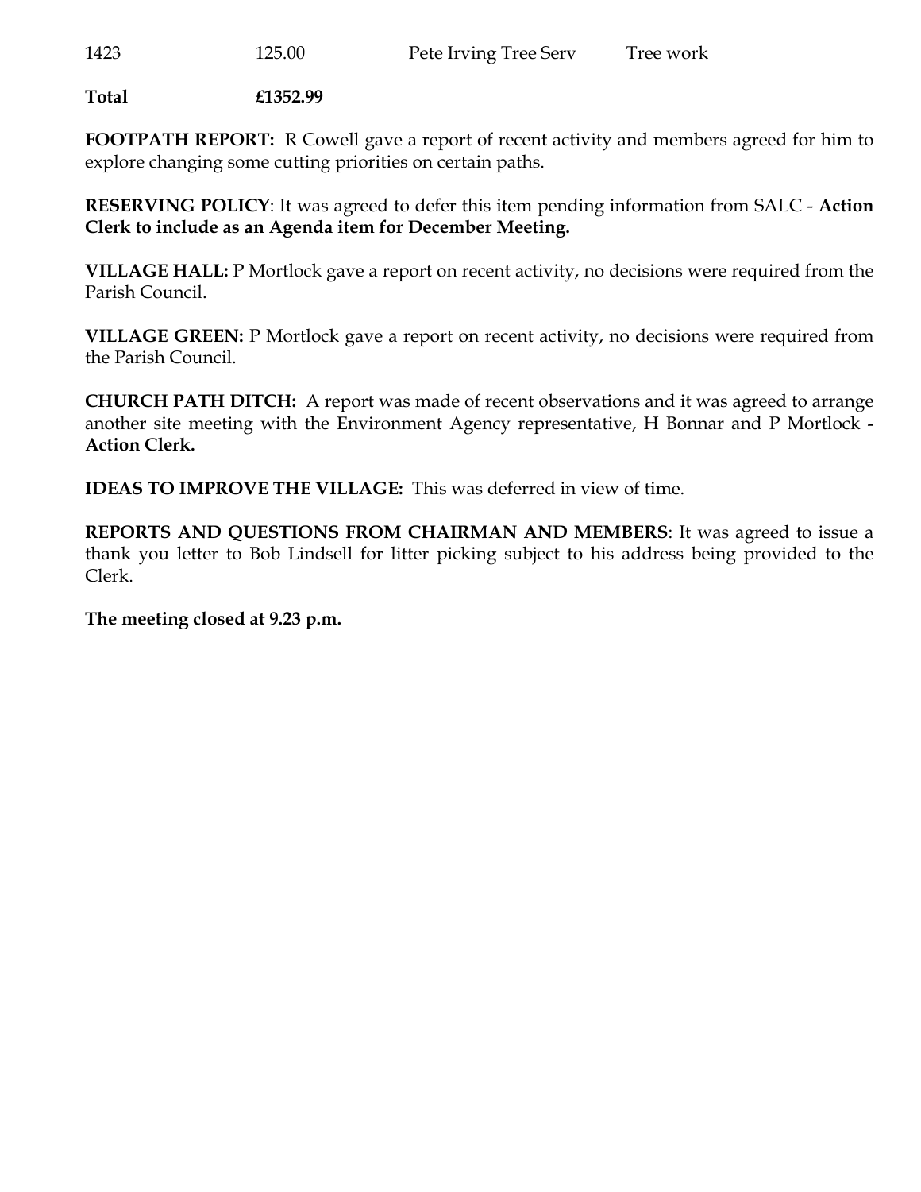| 1423 | 125.00 | Pete Irving Tree Serv | Tree work |
|---|---|---|---|
| **Total** | **£1352.99** | | |

**FOOTPATH REPORT:** R Cowell gave a report of recent activity and members agreed for him to explore changing some cutting priorities on certain paths.

**RESERVING POLICY**: It was agreed to defer this item pending information from SALC - **Action Clerk to include as an Agenda item for December Meeting.**

**VILLAGE HALL:** P Mortlock gave a report on recent activity, no decisions were required from the Parish Council.

**VILLAGE GREEN:** P Mortlock gave a report on recent activity, no decisions were required from the Parish Council.

**CHURCH PATH DITCH:** A report was made of recent observations and it was agreed to arrange another site meeting with the Environment Agency representative, H Bonnar and P Mortlock **- Action Clerk.**

**IDEAS TO IMPROVE THE VILLAGE:** This was deferred in view of time.

**REPORTS AND QUESTIONS FROM CHAIRMAN AND MEMBERS**: It was agreed to issue a thank you letter to Bob Lindsell for litter picking subject to his address being provided to the Clerk.

**The meeting closed at 9.23 p.m.**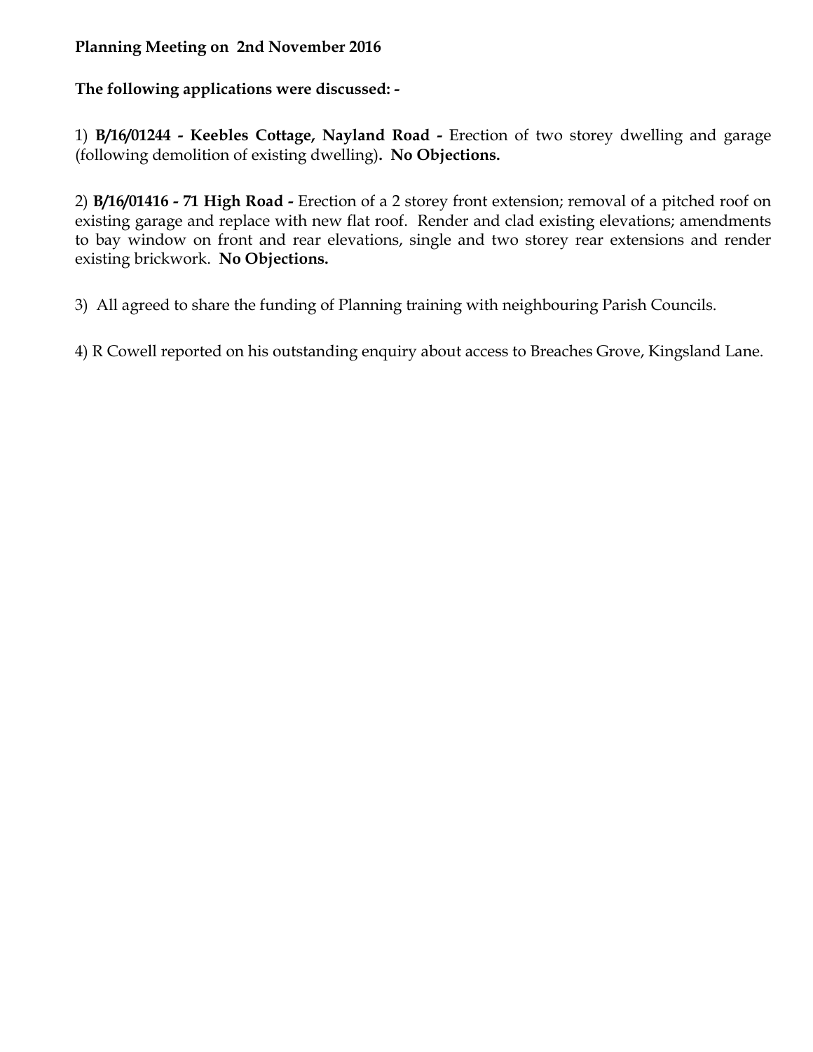**Planning Meeting on 2nd November 2016**

**The following applications were discussed: -**

1) **B/16/01244 - Keebles Cottage, Nayland Road -** Erection of two storey dwelling and garage (following demolition of existing dwelling)**. No Objections.**

2) **B/16/01416 - 71 High Road -** Erection of a 2 storey front extension; removal of a pitched roof on existing garage and replace with new flat roof. Render and clad existing elevations; amendments to bay window on front and rear elevations, single and two storey rear extensions and render existing brickwork. **No Objections.**

3) All agreed to share the funding of Planning training with neighbouring Parish Councils.

4) R Cowell reported on his outstanding enquiry about access to Breaches Grove, Kingsland Lane.